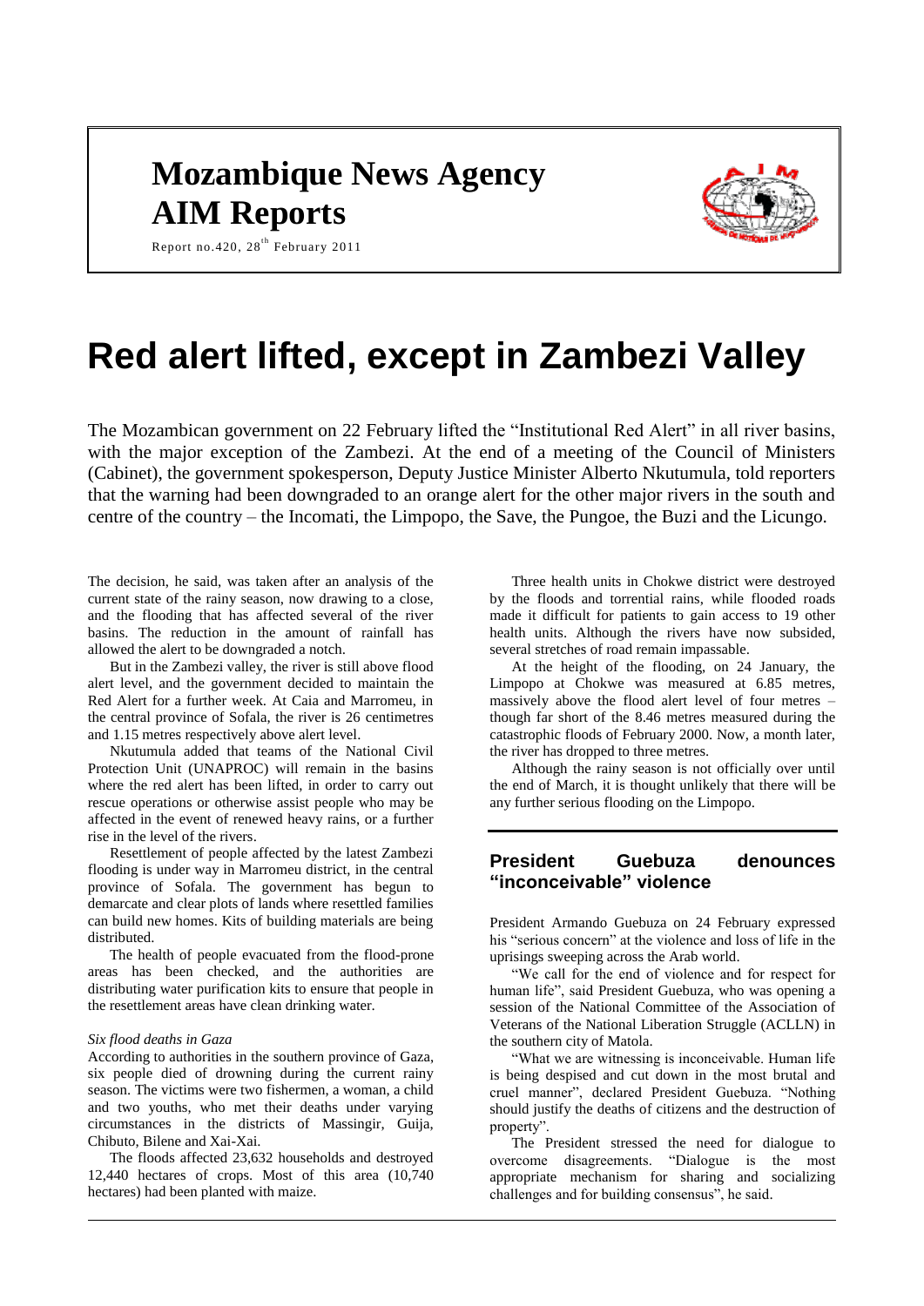# Mozambique News Agency AIM Reports

Report no.420, 28th February 2011

# Red alert lifted, except in Zambezi Valley

The Mozambican government on 22 February lifted the "Institutional Red Alert" in all river basins, with the major exception of the Zambezi. At the end of a meeting of the Council of Ministers (Cabinet), the government spokesperson, Deputy Justice Minister Alberto Nkutumula, told reporters that the warning had been downgraded to an orange alert for the other major rivers in the south and centre of the country – the Incomati, the Limpopo, the Save, the Pungoe, the Buzi and the Licungo.

The decision, he said, was taken after an analysis of the current state of the rainy season, now drawing to a close, and the flooding that has affected several of the river basins. The reduction in the amount of rainfall has allowed the alert to be downgraded a notch.

But in the Zambezi valley, the river is still above flood alert level, and the government decided to maintain the Red Alert for a further week. At Caia and Marromeu, in the central province of Sofala, the river is 26 centimetres and 1.15 metres respectively above alert level.

Nkutumula added that teams of the National Civil Protection Unit (UNAPROC) will remain in the basins where the red alert has been lifted, in order to carry out rescue operations or otherwise assist people who may be affected in the event of renewed heavy rains, or a further rise in the level of the rivers.

Resettlement of people affected by the latest Zambezi flooding is under way in Marromeu district, in the central province of Sofala. The government has begun to demarcate and clear plots of lands where resettled families can build new homes. Kits of building materials are being distributed.

The health of people evacuated from the flood-prone areas has been checked, and the authorities are distributing water purification kits to ensure that people in the resettlement areas have clean drinking water.

*Six flood deaths in Gaza*

According to authorities in the southern province of Gaza, six people died of drowning during the current rainy season. The victims were two fishermen, a woman, a child and two youths, who met their deaths under varying circumstances in the districts of Massingir, Guija, Chibuto, Bilene and Xai-Xai.

The floods affected 23,632 households and destroyed 12,440 hectares of crops. Most of this area (10,740 hectares) had been planted with maize.

Three health units in Chokwe district were destroyed by the floods and torrential rains, while flooded roads made it difficult for patients to gain access to 19 other health units. Although the rivers have now subsided, several stretches of road remain impassable.

At the height of the flooding, on 24 January, the Limpopo at Chokwe was measured at 6.85 metres, massively above the flood alert level of four metres – though far short of the 8.46 metres measured during the catastrophic floods of February 2000. Now, a month later, the river has dropped to three metres.

Although the rainy season is not officially over until the end of March, it is thought unlikely that there will be any further serious flooding on the Limpopo.

## President Guebuza denounces "inconceivable" violence

President Armando Guebuza on 24 February expressed his "serious concern" at the violence and loss of life in the uprisings sweeping across the Arab world.

"We call for the end of violence and for respect for human life", said President Guebuza, who was opening a session of the National Committee of the Association of Veterans of the National Liberation Struggle (ACLLN) in the southern city of Matola.

"What we are witnessing is inconceivable. Human life is being despised and cut down in the most brutal and cruel manner", declared President Guebuza. "Nothing should justify the deaths of citizens and the destruction of property".

The President stressed the need for dialogue to overcome disagreements. "Dialogue is the most appropriate mechanism for sharing and socializing challenges and for building consensus", he said.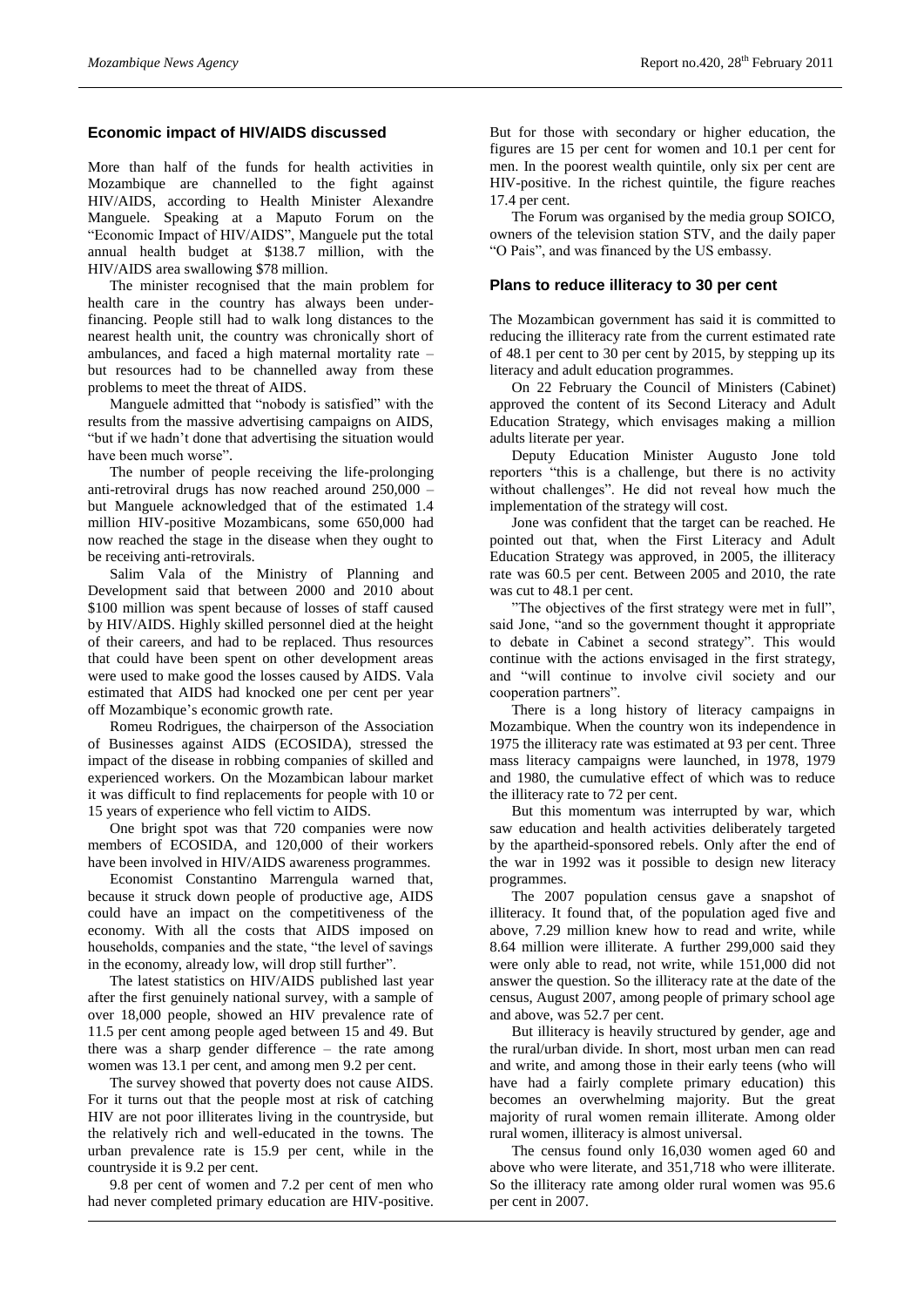## Economic impact of HIV/AIDS discussed

More than half of the funds for health activities in Mozambique are channelled to the fight against HIV/AIDS, according to Health Minister Alexandre Manguele. Speaking at a Maputo Forum on the "Economic Impact of HIV/AIDS", Manguele put the total annual health budget at $138.7 million, with the HIV/AIDS area swallowing $78 million.

The minister recognised that the main problem for health care in the country has always been under-financing. People still had to walk long distances to the nearest health unit, the country was chronically short of ambulances, and faced a high maternal mortality rate – but resources had to be channelled away from these problems to meet the threat of AIDS.

Manguele admitted that "nobody is satisfied" with the results from the massive advertising campaigns on AIDS, "but if we hadn't done that advertising the situation would have been much worse".

The number of people receiving the life-prolonging anti-retroviral drugs has now reached around 250,000 – but Manguele acknowledged that of the estimated 1.4 million HIV-positive Mozambicans, some 650,000 had now reached the stage in the disease when they ought to be receiving anti-retrovirals.

Salim Vala of the Ministry of Planning and Development said that between 2000 and 2010 about $100 million was spent because of losses of staff caused by HIV/AIDS. Highly skilled personnel died at the height of their careers, and had to be replaced. Thus resources that could have been spent on other development areas were used to make good the losses caused by AIDS. Vala estimated that AIDS had knocked one per cent per year off Mozambique's economic growth rate.

Romeu Rodrigues, the chairperson of the Association of Businesses against AIDS (ECOSIDA), stressed the impact of the disease in robbing companies of skilled and experienced workers. On the Mozambican labour market it was difficult to find replacements for people with 10 or 15 years of experience who fell victim to AIDS.

One bright spot was that 720 companies were now members of ECOSIDA, and 120,000 of their workers have been involved in HIV/AIDS awareness programmes.

Economist Constantino Marrengula warned that, because it struck down people of productive age, AIDS could have an impact on the competitiveness of the economy. With all the costs that AIDS imposed on households, companies and the state, "the level of savings in the economy, already low, will drop still further".

The latest statistics on HIV/AIDS published last year after the first genuinely national survey, with a sample of over 18,000 people, showed an HIV prevalence rate of 11.5 per cent among people aged between 15 and 49. But there was a sharp gender difference – the rate among women was 13.1 per cent, and among men 9.2 per cent.

The survey showed that poverty does not cause AIDS. For it turns out that the people most at risk of catching HIV are not poor illiterates living in the countryside, but the relatively rich and well-educated in the towns. The urban prevalence rate is 15.9 per cent, while in the countryside it is 9.2 per cent.

9.8 per cent of women and 7.2 per cent of men who had never completed primary education are HIV-positive. But for those with secondary or higher education, the figures are 15 per cent for women and 10.1 per cent for men. In the poorest wealth quintile, only six per cent are HIV-positive. In the richest quintile, the figure reaches 17.4 per cent.

The Forum was organised by the media group SOICO, owners of the television station STV, and the daily paper "O Pais", and was financed by the US embassy.

## Plans to reduce illiteracy to 30 per cent

The Mozambican government has said it is committed to reducing the illiteracy rate from the current estimated rate of 48.1 per cent to 30 per cent by 2015, by stepping up its literacy and adult education programmes.

On 22 February the Council of Ministers (Cabinet) approved the content of its Second Literacy and Adult Education Strategy, which envisages making a million adults literate per year.

Deputy Education Minister Augusto Jone told reporters "this is a challenge, but there is no activity without challenges". He did not reveal how much the implementation of the strategy will cost.

Jone was confident that the target can be reached. He pointed out that, when the First Literacy and Adult Education Strategy was approved, in 2005, the illiteracy rate was 60.5 per cent. Between 2005 and 2010, the rate was cut to 48.1 per cent.

"The objectives of the first strategy were met in full", said Jone, "and so the government thought it appropriate to debate in Cabinet a second strategy". This would continue with the actions envisaged in the first strategy, and "will continue to involve civil society and our cooperation partners".

There is a long history of literacy campaigns in Mozambique. When the country won its independence in 1975 the illiteracy rate was estimated at 93 per cent. Three mass literacy campaigns were launched, in 1978, 1979 and 1980, the cumulative effect of which was to reduce the illiteracy rate to 72 per cent.

But this momentum was interrupted by war, which saw education and health activities deliberately targeted by the apartheid-sponsored rebels. Only after the end of the war in 1992 was it possible to design new literacy programmes.

The 2007 population census gave a snapshot of illiteracy. It found that, of the population aged five and above, 7.29 million knew how to read and write, while 8.64 million were illiterate. A further 299,000 said they were only able to read, not write, while 151,000 did not answer the question. So the illiteracy rate at the date of the census, August 2007, among people of primary school age and above, was 52.7 per cent.

But illiteracy is heavily structured by gender, age and the rural/urban divide. In short, most urban men can read and write, and among those in their early teens (who will have had a fairly complete primary education) this becomes an overwhelming majority. But the great majority of rural women remain illiterate. Among older rural women, illiteracy is almost universal.

The census found only 16,030 women aged 60 and above who were literate, and 351,718 who were illiterate. So the illiteracy rate among older rural women was 95.6 per cent in 2007.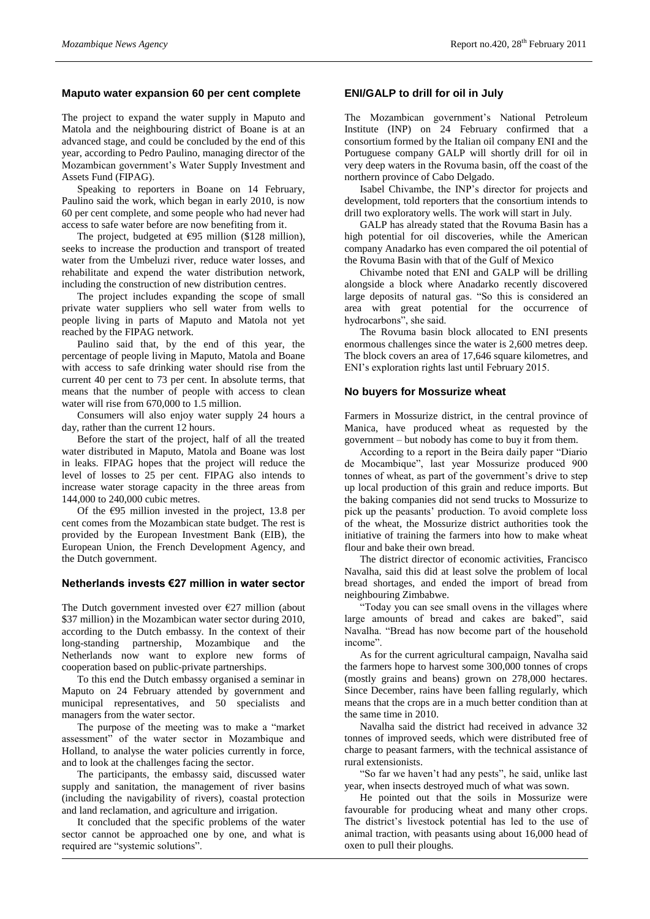## Maputo water expansion 60 per cent complete

The project to expand the water supply in Maputo and Matola and the neighbouring district of Boane is at an advanced stage, and could be concluded by the end of this year, according to Pedro Paulino, managing director of the Mozambican government's Water Supply Investment and Assets Fund (FIPAG).

Speaking to reporters in Boane on 14 February, Paulino said the work, which began in early 2010, is now 60 per cent complete, and some people who had never had access to safe water before are now benefiting from it.

The project, budgeted at €95 million ($128 million), seeks to increase the production and transport of treated water from the Umbeluzi river, reduce water losses, and rehabilitate and expend the water distribution network, including the construction of new distribution centres.

The project includes expanding the scope of small private water suppliers who sell water from wells to people living in parts of Maputo and Matola not yet reached by the FIPAG network.

Paulino said that, by the end of this year, the percentage of people living in Maputo, Matola and Boane with access to safe drinking water should rise from the current 40 per cent to 73 per cent. In absolute terms, that means that the number of people with access to clean water will rise from 670,000 to 1.5 million.

Consumers will also enjoy water supply 24 hours a day, rather than the current 12 hours.

Before the start of the project, half of all the treated water distributed in Maputo, Matola and Boane was lost in leaks. FIPAG hopes that the project will reduce the level of losses to 25 per cent. FIPAG also intends to increase water storage capacity in the three areas from 144,000 to 240,000 cubic metres.

Of the €95 million invested in the project, 13.8 per cent comes from the Mozambican state budget. The rest is provided by the European Investment Bank (EIB), the European Union, the French Development Agency, and the Dutch government.

## Netherlands invests €27 million in water sector

The Dutch government invested over €27 million (about $37 million) in the Mozambican water sector during 2010, according to the Dutch embassy. In the context of their long-standing partnership, Mozambique and the Netherlands now want to explore new forms of cooperation based on public-private partnerships.

To this end the Dutch embassy organised a seminar in Maputo on 24 February attended by government and municipal representatives, and 50 specialists and managers from the water sector.

The purpose of the meeting was to make a "market assessment" of the water sector in Mozambique and Holland, to analyse the water policies currently in force, and to look at the challenges facing the sector.

The participants, the embassy said, discussed water supply and sanitation, the management of river basins (including the navigability of rivers), coastal protection and land reclamation, and agriculture and irrigation.

It concluded that the specific problems of the water sector cannot be approached one by one, and what is required are "systemic solutions".

## ENI/GALP to drill for oil in July

The Mozambican government's National Petroleum Institute (INP) on 24 February confirmed that a consortium formed by the Italian oil company ENI and the Portuguese company GALP will shortly drill for oil in very deep waters in the Rovuma basin, off the coast of the northern province of Cabo Delgado.

Isabel Chivambe, the INP's director for projects and development, told reporters that the consortium intends to drill two exploratory wells. The work will start in July.

GALP has already stated that the Rovuma Basin has a high potential for oil discoveries, while the American company Anadarko has even compared the oil potential of the Rovuma Basin with that of the Gulf of Mexico

Chivambe noted that ENI and GALP will be drilling alongside a block where Anadarko recently discovered large deposits of natural gas. "So this is considered an area with great potential for the occurrence of hydrocarbons", she said.

The Rovuma basin block allocated to ENI presents enormous challenges since the water is 2,600 metres deep. The block covers an area of 17,646 square kilometres, and ENI's exploration rights last until February 2015.

## No buyers for Mossurize wheat

Farmers in Mossurize district, in the central province of Manica, have produced wheat as requested by the government – but nobody has come to buy it from them.

According to a report in the Beira daily paper "Diario de Mocambique", last year Mossurize produced 900 tonnes of wheat, as part of the government's drive to step up local production of this grain and reduce imports. But the baking companies did not send trucks to Mossurize to pick up the peasants' production. To avoid complete loss of the wheat, the Mossurize district authorities took the initiative of training the farmers into how to make wheat flour and bake their own bread.

The district director of economic activities, Francisco Navalha, said this did at least solve the problem of local bread shortages, and ended the import of bread from neighbouring Zimbabwe.

"Today you can see small ovens in the villages where large amounts of bread and cakes are baked", said Navalha. "Bread has now become part of the household income".

As for the current agricultural campaign, Navalha said the farmers hope to harvest some 300,000 tonnes of crops (mostly grains and beans) grown on 278,000 hectares. Since December, rains have been falling regularly, which means that the crops are in a much better condition than at the same time in 2010.

Navalha said the district had received in advance 32 tonnes of improved seeds, which were distributed free of charge to peasant farmers, with the technical assistance of rural extensionists.

"So far we haven't had any pests", he said, unlike last year, when insects destroyed much of what was sown.

He pointed out that the soils in Mossurize were favourable for producing wheat and many other crops. The district's livestock potential has led to the use of animal traction, with peasants using about 16,000 head of oxen to pull their ploughs.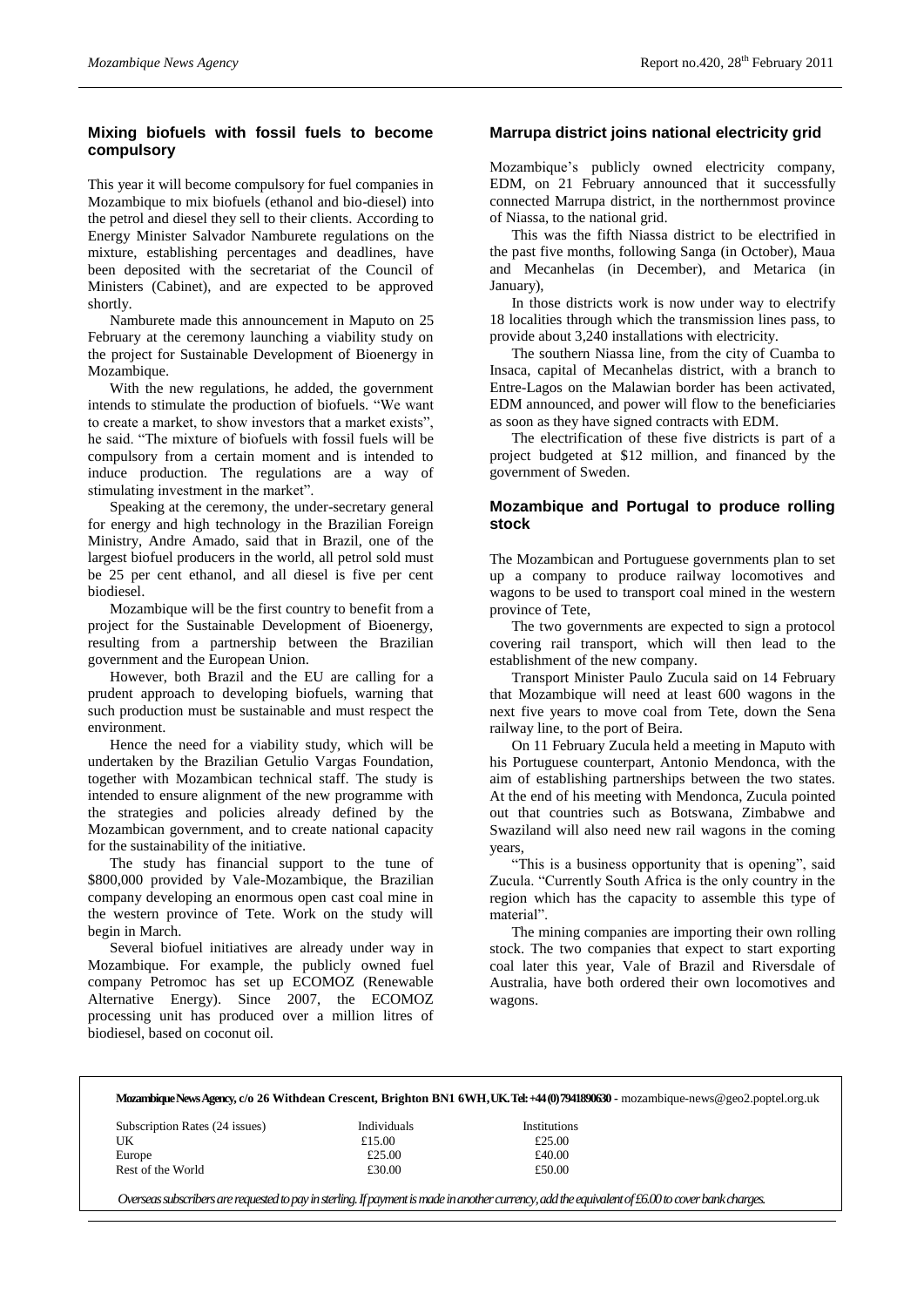## Mixing biofuels with fossil fuels to become compulsory

This year it will become compulsory for fuel companies in Mozambique to mix biofuels (ethanol and bio-diesel) into the petrol and diesel they sell to their clients. According to Energy Minister Salvador Namburete regulations on the mixture, establishing percentages and deadlines, have been deposited with the secretariat of the Council of Ministers (Cabinet), and are expected to be approved shortly.

Namburete made this announcement in Maputo on 25 February at the ceremony launching a viability study on the project for Sustainable Development of Bioenergy in Mozambique.

With the new regulations, he added, the government intends to stimulate the production of biofuels. "We want to create a market, to show investors that a market exists", he said. "The mixture of biofuels with fossil fuels will be compulsory from a certain moment and is intended to induce production. The regulations are a way of stimulating investment in the market".

Speaking at the ceremony, the under-secretary general for energy and high technology in the Brazilian Foreign Ministry, Andre Amado, said that in Brazil, one of the largest biofuel producers in the world, all petrol sold must be 25 per cent ethanol, and all diesel is five per cent biodiesel.

Mozambique will be the first country to benefit from a project for the Sustainable Development of Bioenergy, resulting from a partnership between the Brazilian government and the European Union.

However, both Brazil and the EU are calling for a prudent approach to developing biofuels, warning that such production must be sustainable and must respect the environment.

Hence the need for a viability study, which will be undertaken by the Brazilian Getulio Vargas Foundation, together with Mozambican technical staff. The study is intended to ensure alignment of the new programme with the strategies and policies already defined by the Mozambican government, and to create national capacity for the sustainability of the initiative.

The study has financial support to the tune of \$800,000 provided by Vale-Mozambique, the Brazilian company developing an enormous open cast coal mine in the western province of Tete. Work on the study will begin in March.

Several biofuel initiatives are already under way in Mozambique. For example, the publicly owned fuel company Petromoc has set up ECOMOZ (Renewable Alternative Energy). Since 2007, the ECOMOZ processing unit has produced over a million litres of biodiesel, based on coconut oil.

## Marrupa district joins national electricity grid

Mozambique's publicly owned electricity company, EDM, on 21 February announced that it successfully connected Marrupa district, in the northernmost province of Niassa, to the national grid.

This was the fifth Niassa district to be electrified in the past five months, following Sanga (in October), Maua and Mecanhelas (in December), and Metarica (in January),

In those districts work is now under way to electrify 18 localities through which the transmission lines pass, to provide about 3,240 installations with electricity.

The southern Niassa line, from the city of Cuamba to Insaca, capital of Mecanhelas district, with a branch to Entre-Lagos on the Malawian border has been activated, EDM announced, and power will flow to the beneficiaries as soon as they have signed contracts with EDM.

The electrification of these five districts is part of a project budgeted at \$12 million, and financed by the government of Sweden.

## Mozambique and Portugal to produce rolling stock

The Mozambican and Portuguese governments plan to set up a company to produce railway locomotives and wagons to be used to transport coal mined in the western province of Tete,

The two governments are expected to sign a protocol covering rail transport, which will then lead to the establishment of the new company.

Transport Minister Paulo Zucula said on 14 February that Mozambique will need at least 600 wagons in the next five years to move coal from Tete, down the Sena railway line, to the port of Beira.

On 11 February Zucula held a meeting in Maputo with his Portuguese counterpart, Antonio Mendonca, with the aim of establishing partnerships between the two states. At the end of his meeting with Mendonca, Zucula pointed out that countries such as Botswana, Zimbabwe and Swaziland will also need new rail wagons in the coming years,

"This is a business opportunity that is opening", said Zucula. "Currently South Africa is the only country in the region which has the capacity to assemble this type of material".

The mining companies are importing their own rolling stock. The two companies that expect to start exporting coal later this year, Vale of Brazil and Riversdale of Australia, have both ordered their own locomotives and wagons.

**Mozambique News Agency, c/o 26 Withdean Crescent, Brighton BN1 6WH, UK. Tel: +44 (0) 7941890630** - mozambique-news@geo2.poptel.org.uk

| Subscription Rates (24 issues) | Individuals | Institutions |
|---|---|---|
| UK | £15.00 | £25.00 |
| Europe | £25.00 | £40.00 |
| Rest of the World | £30.00 | £50.00 |

*Overseas subscribers are requested to pay in sterling. If payment is made in another currency, add the equivalent of £6.00 to cover bank charges.*